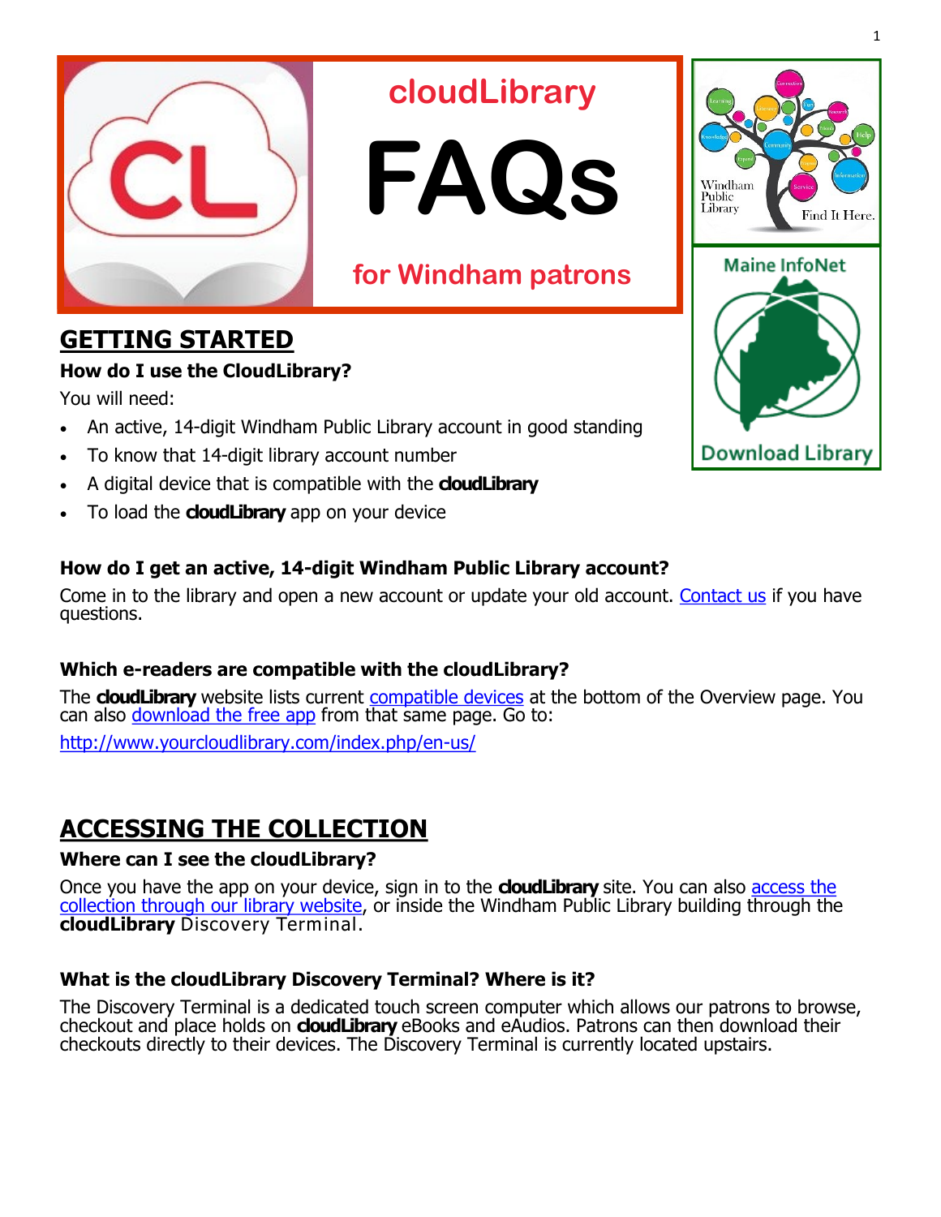# cloudLibrary FAQs

## for Windham patrons

Maine InfoNet

Download Library

## GETTING STARTED

### How do I use the CloudLibrary?

You will need:

- An active, 14-digit Windham Public Library account in good standing
- To know that 14-digit library account number
- A digital device that is compatible with the **cloudLibrary**
- To load the **cloudLibrary** app on your device

### How do I get an active, 14-digit Windham Public Library account?

Come in to the library and open a new account or update your old account. Contact us if you have questions.

### Which e-readers are compatible with the cloudLibrary?

The **cloudLibrary** website lists current compatible devices at the bottom of the Overview page. You can also download the free app from that same page. Go to:

http://www.yourcloudlibrary.com/index.php/en-us/

## ACCESSING THE COLLECTION

### Where can I see the cloudLibrary?

Once you have the app on your device, sign in to the **cloudLibrary** site. You can also access the collection through our library website, or inside the Windham Public Library building through the **cloudLibrary** Discovery Terminal.

### What is the cloudLibrary Discovery Terminal? Where is it?

The Discovery Terminal is a dedicated touch screen computer which allows our patrons to browse, checkout and place holds on **cloudLibrary** eBooks and eAudios. Patrons can then download their checkouts directly to their devices. The Discovery Terminal is currently located upstairs.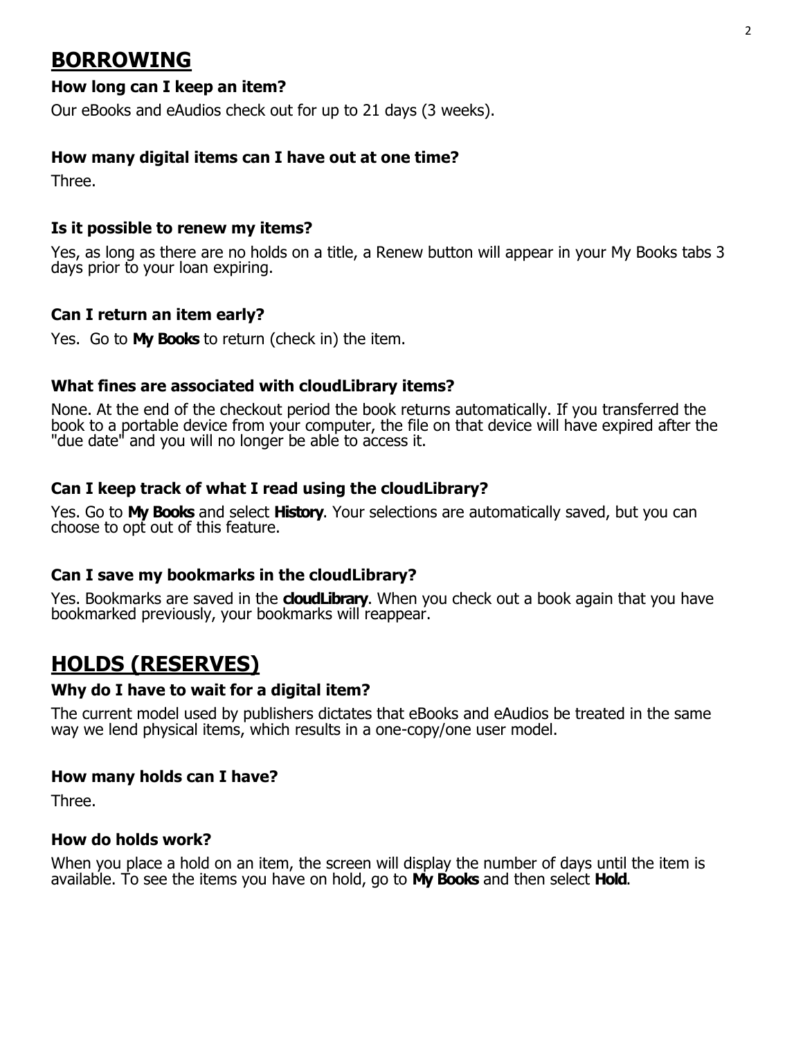## BORROWING

### How long can I keep an item?

Our eBooks and eAudios check out for up to 21 days (3 weeks).

### How many digital items can I have out at one time?

Three.

### Is it possible to renew my items?

Yes, as long as there are no holds on a title, a Renew button will appear in your My Books tabs 3 days prior to your loan expiring.

### Can I return an item early?

Yes. Go to **My Books** to return (check in) the item.

### What fines are associated with cloudLibrary items?

None. At the end of the checkout period the book returns automatically. If you transferred the book to a portable device from your computer, the file on that device will have expired after the "due date" and you will no longer be able to access it.

### Can I keep track of what I read using the cloudLibrary?

Yes. Go to **My Books** and select **History**. Your selections are automatically saved, but you can choose to opt out of this feature.

### Can I save my bookmarks in the cloudLibrary?

Yes. Bookmarks are saved in the **cloudLibrary**. When you check out a book again that you have bookmarked previously, your bookmarks will reappear.

## HOLDS (RESERVES)

### Why do I have to wait for a digital item?

The current model used by publishers dictates that eBooks and eAudios be treated in the same way we lend physical items, which results in a one-copy/one user model.

### How many holds can I have?

Three.

### How do holds work?

When you place a hold on an item, the screen will display the number of days until the item is available. To see the items you have on hold, go to **My Books** and then select **Hold**.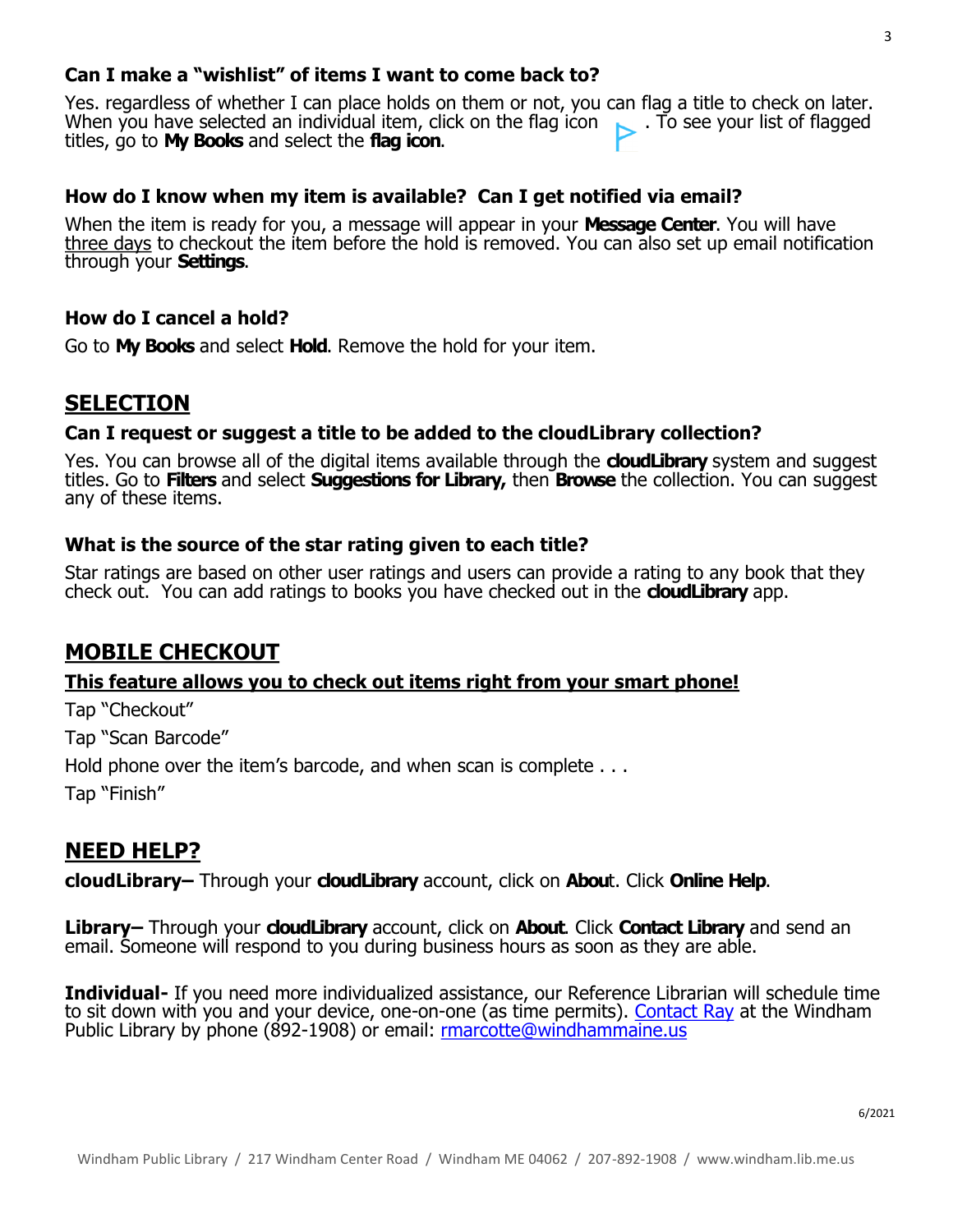### Can I make a "wishlist" of items I want to come back to?

Yes. regardless of whether I can place holds on them or not, you can flag a title to check on later. When you have selected an individual item, click on the flag icon . To see your list of flagged titles, go to **My Books** and select the **flag icon**.

### How do I know when my item is available? Can I get notified via email?

When the item is ready for you, a message will appear in your **Message Center**. You will have <u>three days</u> to checkout the item before the hold is removed. You can also set up email notification through your **Settings**.

### How do I cancel a hold?

Go to **My Books** and select **Hold**. Remove the hold for your item.

## SELECTION

### Can I request or suggest a title to be added to the cloudLibrary collection?

Yes. You can browse all of the digital items available through the **cloudLibrary** system and suggest titles. Go to **Filters** and select **Suggestions for Library,** then **Browse** the collection. You can suggest any of these items.

### What is the source of the star rating given to each title?

Star ratings are based on other user ratings and users can provide a rating to any book that they check out. You can add ratings to books you have checked out in the **cloudLibrary** app.

## MOBILE CHECKOUT

### This feature allows you to check out items right from your smart phone!

Tap "Checkout"

Tap "Scan Barcode"

Hold phone over the item's barcode, and when scan is complete . . .

Tap "Finish"

## NEED HELP?

**cloudLibrary–** Through your **cloudLibrary** account, click on **About**. Click **Online Help**.

**Library–** Through your **cloudLibrary** account, click on **About**. Click **Contact Library** and send an email. Someone will respond to you during business hours as soon as they are able.

**Individual-** If you need more individualized assistance, our Reference Librarian will schedule time to sit down with you and your device, one-on-one (as time permits). Contact Ray at the Windham Public Library by phone (892-1908) or email: rmarcotte@windhammaine.us

6/2021

Windham Public Library / 217 Windham Center Road / Windham ME 04062 / 207-892-1908 / www.windham.lib.me.us